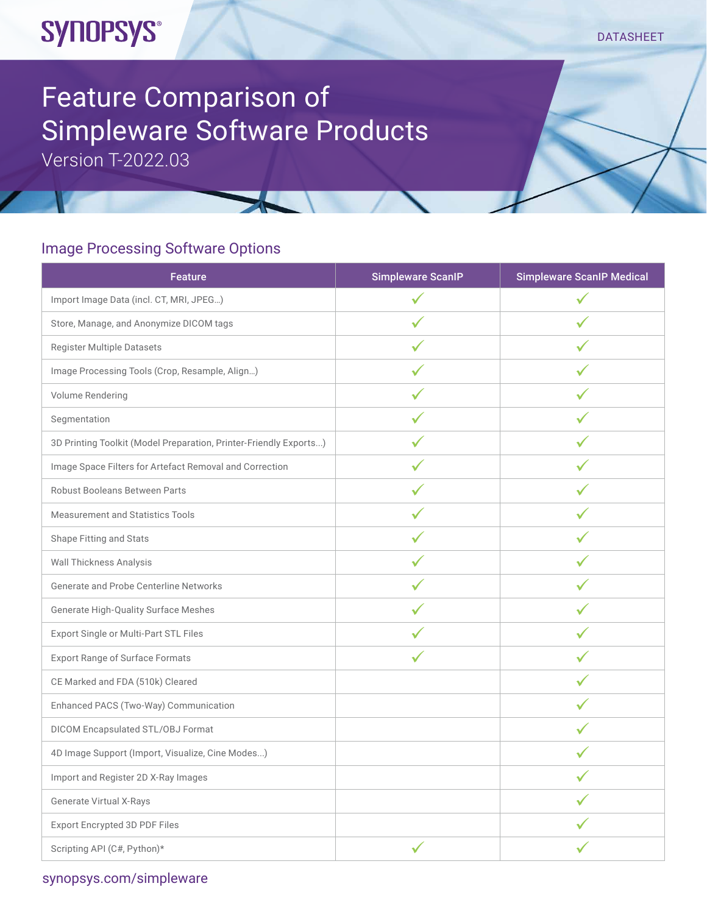SYNOPSYS®

DATASHEET

# Feature Comparison of Simpleware Software Products

Version T-2022.03

## Image Processing Software Options

| Feature | Simpleware ScanIP | Simpleware ScanIP Medical |
| --- | --- | --- |
| Import Image Data (incl. CT, MRI, JPEG…) | ✓ | ✓ |
| Store, Manage, and Anonymize DICOM tags | ✓ | ✓ |
| Register Multiple Datasets | ✓ | ✓ |
| Image Processing Tools (Crop, Resample, Align…) | ✓ | ✓ |
| Volume Rendering | ✓ | ✓ |
| Segmentation | ✓ | ✓ |
| 3D Printing Toolkit (Model Preparation, Printer-Friendly Exports...) | ✓ | ✓ |
| Image Space Filters for Artefact Removal and Correction | ✓ | ✓ |
| Robust Booleans Between Parts | ✓ | ✓ |
| Measurement and Statistics Tools | ✓ | ✓ |
| Shape Fitting and Stats | ✓ | ✓ |
| Wall Thickness Analysis | ✓ | ✓ |
| Generate and Probe Centerline Networks | ✓ | ✓ |
| Generate High-Quality Surface Meshes | ✓ | ✓ |
| Export Single or Multi-Part STL Files | ✓ | ✓ |
| Export Range of Surface Formats | ✓ | ✓ |
| CE Marked and FDA (510k) Cleared | | ✓ |
| Enhanced PACS (Two-Way) Communication | | ✓ |
| DICOM Encapsulated STL/OBJ Format | | ✓ |
| 4D Image Support (Import, Visualize, Cine Modes...) | | ✓ |
| Import and Register 2D X-Ray Images | | ✓ |
| Generate Virtual X-Rays | | ✓ |
| Export Encrypted 3D PDF Files | | ✓ |
| Scripting API (C#, Python)* | ✓ | ✓ |

synopsys.com/simpleware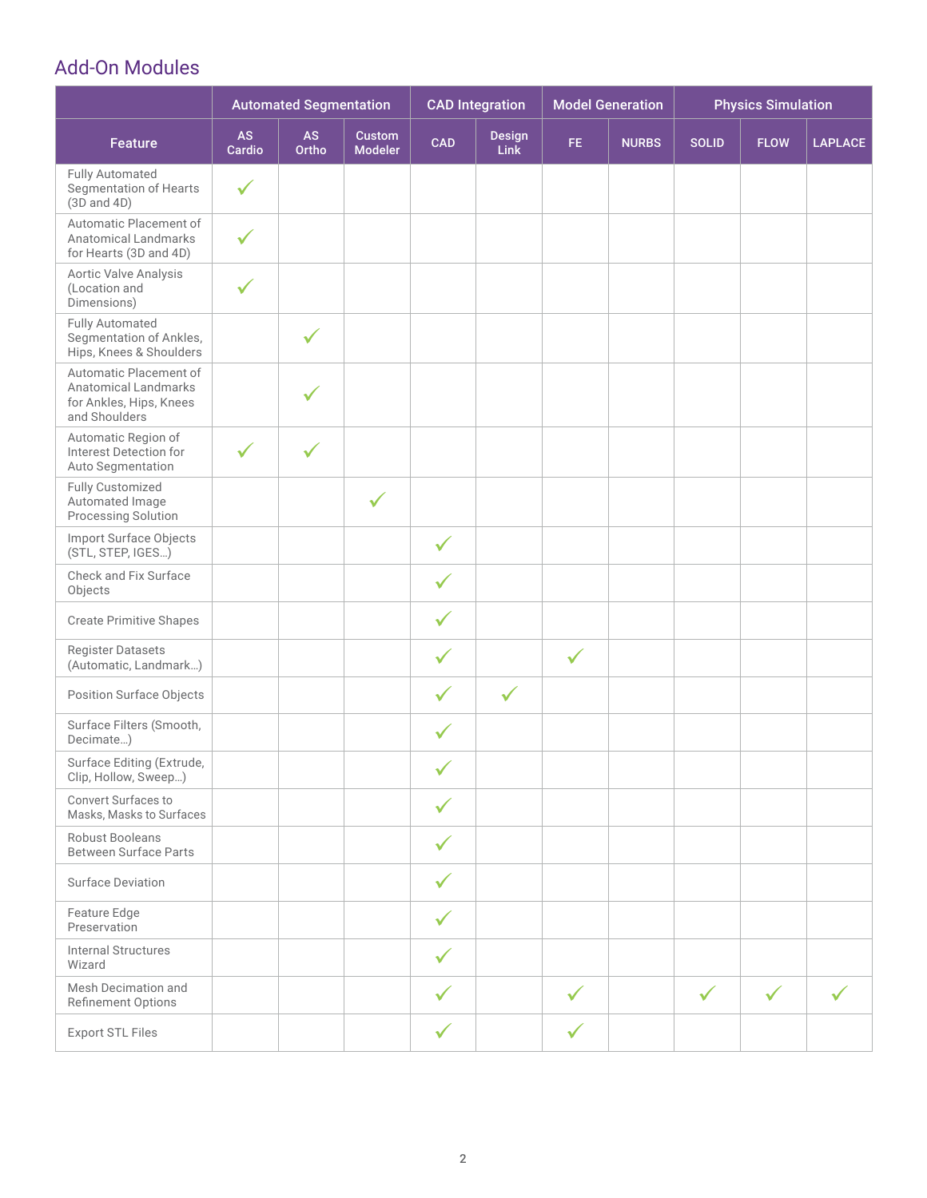## Add-On Modules

| | Automated Segmentation | | | CAD Integration | | Model Generation | | Physics Simulation | | |
|---|---|---|---|---|---|---|---|---|---|---|
| Feature | AS Cardio | AS Ortho | Custom Modeler | CAD | Design Link | FE | NURBS | SOLID | FLOW | LAPLACE |
| Fully Automated Segmentation of Hearts (3D and 4D) | ✓ | | | | | | | | | |
| Automatic Placement of Anatomical Landmarks for Hearts (3D and 4D) | ✓ | | | | | | | | | |
| Aortic Valve Analysis (Location and Dimensions) | ✓ | | | | | | | | | |
| Fully Automated Segmentation of Ankles, Hips, Knees & Shoulders | | ✓ | | | | | | | | |
| Automatic Placement of Anatomical Landmarks for Ankles, Hips, Knees and Shoulders | | ✓ | | | | | | | | |
| Automatic Region of Interest Detection for Auto Segmentation | ✓ | ✓ | | | | | | | | |
| Fully Customized Automated Image Processing Solution | | | ✓ | | | | | | | |
| Import Surface Objects (STL, STEP, IGES…) | | | | ✓ | | | | | | |
| Check and Fix Surface Objects | | | | ✓ | | | | | | |
| Create Primitive Shapes | | | | ✓ | | | | | | |
| Register Datasets (Automatic, Landmark…) | | | | ✓ | | ✓ | | | | |
| Position Surface Objects | | | | ✓ | ✓ | | | | | |
| Surface Filters (Smooth, Decimate…) | | | | ✓ | | | | | | |
| Surface Editing (Extrude, Clip, Hollow, Sweep…) | | | | ✓ | | | | | | |
| Convert Surfaces to Masks, Masks to Surfaces | | | | ✓ | | | | | | |
| Robust Booleans Between Surface Parts | | | | ✓ | | | | | | |
| Surface Deviation | | | | ✓ | | | | | | |
| Feature Edge Preservation | | | | ✓ | | | | | | |
| Internal Structures Wizard | | | | ✓ | | | | | | |
| Mesh Decimation and Refinement Options | | | | ✓ | | ✓ | | ✓ | ✓ | ✓ |
| Export STL Files | | | | ✓ | | ✓ | | | | |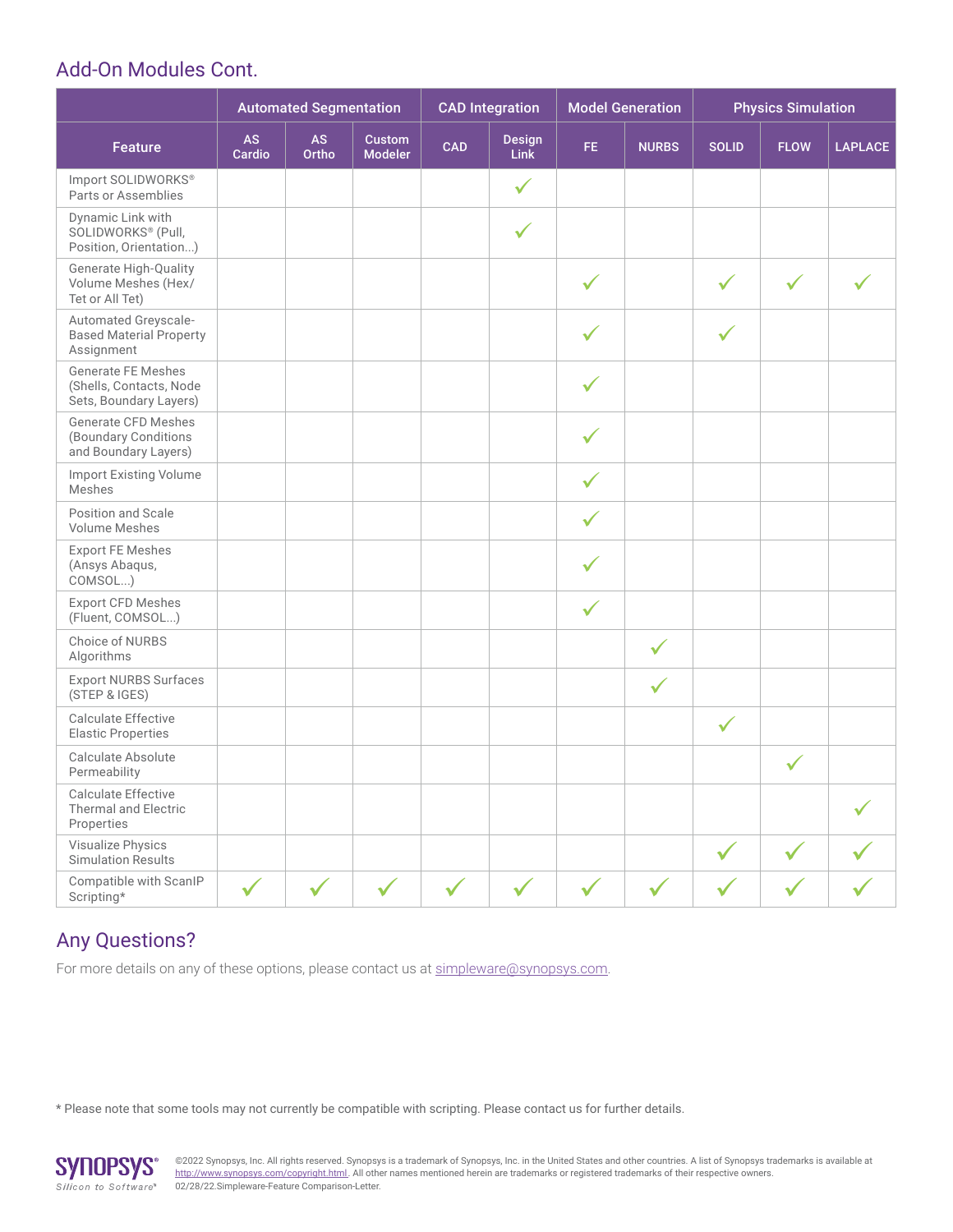## Add-On Modules Cont.

| | Automated Segmentation | | | CAD Integration | | Model Generation | | Physics Simulation | | |
|---|---|---|---|---|---|---|---|---|---|---|
| **Feature** | **AS Cardio** | **AS Ortho** | **Custom Modeler** | **CAD** | **Design Link** | **FE** | **NURBS** | **SOLID** | **FLOW** | **LAPLACE** |
| Import SOLIDWORKS® Parts or Assemblies | | | | | ✓ | | | | | |
| Dynamic Link with SOLIDWORKS® (Pull, Position, Orientation...) | | | | | ✓ | | | | | |
| Generate High-Quality Volume Meshes (Hex/Tet or All Tet) | | | | | | ✓ | | ✓ | ✓ | ✓ |
| Automated Greyscale-Based Material Property Assignment | | | | | | ✓ | | ✓ | | |
| Generate FE Meshes (Shells, Contacts, Node Sets, Boundary Layers) | | | | | | ✓ | | | | |
| Generate CFD Meshes (Boundary Conditions and Boundary Layers) | | | | | | ✓ | | | | |
| Import Existing Volume Meshes | | | | | | ✓ | | | | |
| Position and Scale Volume Meshes | | | | | | ✓ | | | | |
| Export FE Meshes (Ansys Abaqus, COMSOL...) | | | | | | ✓ | | | | |
| Export CFD Meshes (Fluent, COMSOL...) | | | | | | ✓ | | | | |
| Choice of NURBS Algorithms | | | | | | | ✓ | | | |
| Export NURBS Surfaces (STEP & IGES) | | | | | | | ✓ | | | |
| Calculate Effective Elastic Properties | | | | | | | | ✓ | | |
| Calculate Absolute Permeability | | | | | | | | | ✓ | |
| Calculate Effective Thermal and Electric Properties | | | | | | | | | | ✓ |
| Visualize Physics Simulation Results | | | | | | | | ✓ | ✓ | ✓ |
| Compatible with ScanIP Scripting* | ✓ | ✓ | ✓ | ✓ | ✓ | ✓ | ✓ | ✓ | ✓ | ✓ |

## Any Questions?

For more details on any of these options, please contact us at simpleware@synopsys.com.

* Please note that some tools may not currently be compatible with scripting. Please contact us for further details.

©2022 Synopsys, Inc. All rights reserved. Synopsys is a trademark of Synopsys, Inc. in the United States and other countries. A list of Synopsys trademarks is available at http://www.synopsys.com/copyright.html. All other names mentioned herein are trademarks or registered trademarks of their respective owners.
02/28/22.Simpleware-Feature Comparison-Letter.